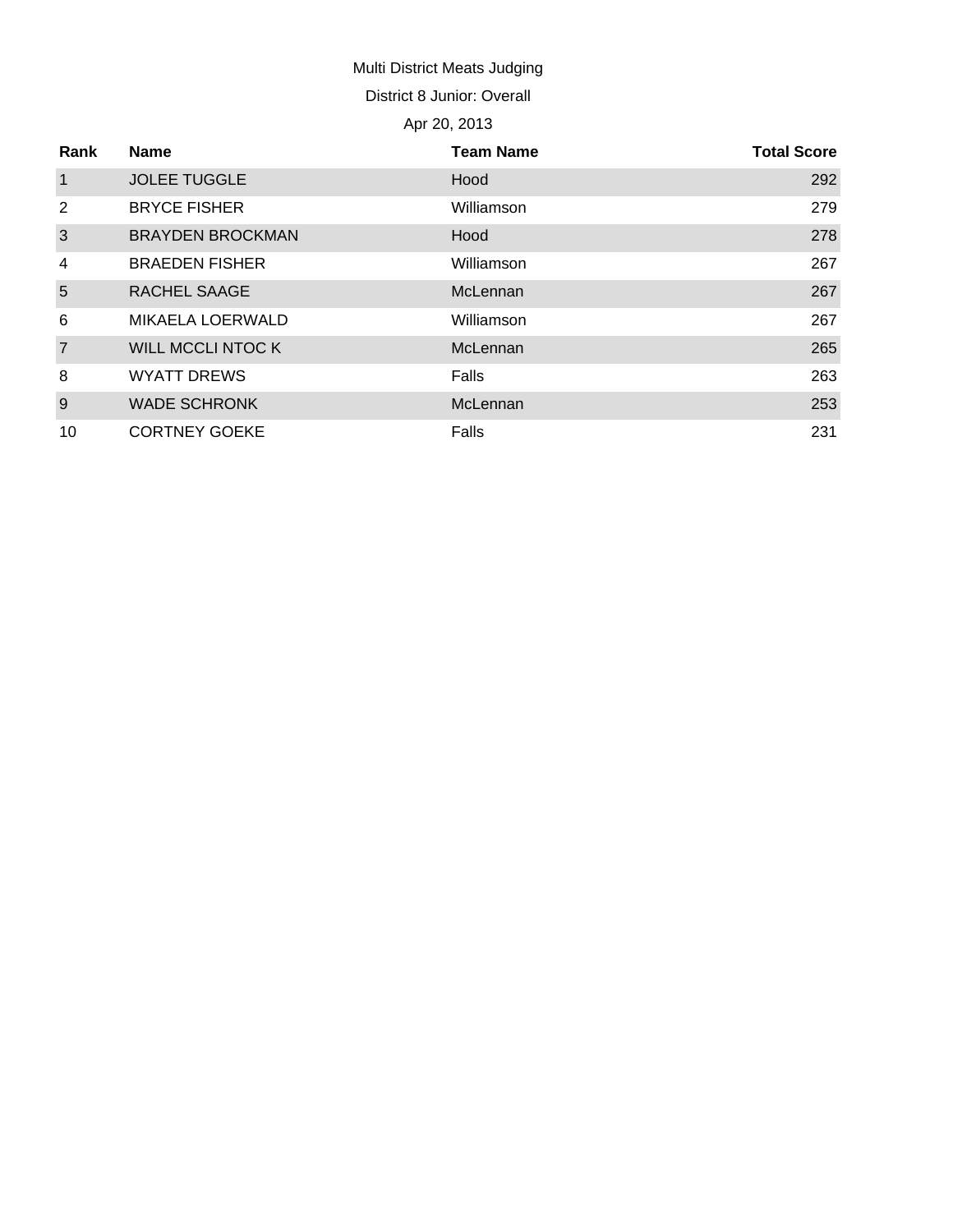Multi District Meats Judging

District 8 Junior: Overall

Apr 20, 2013

| Rank | Name | Team Name | Total Score |
|---|---|---|---|
| 1 | JOLEE TUGGLE | Hood | 292 |
| 2 | BRYCE FISHER | Williamson | 279 |
| 3 | BRAYDEN BROCKMAN | Hood | 278 |
| 4 | BRAEDEN FISHER | Williamson | 267 |
| 5 | RACHEL SAAGE | McLennan | 267 |
| 6 | MIKAELA LOERWALD | Williamson | 267 |
| 7 | WILL MCCLI NTOC K | McLennan | 265 |
| 8 | WYATT DREWS | Falls | 263 |
| 9 | WADE SCHRONK | McLennan | 253 |
| 10 | CORTNEY GOEKE | Falls | 231 |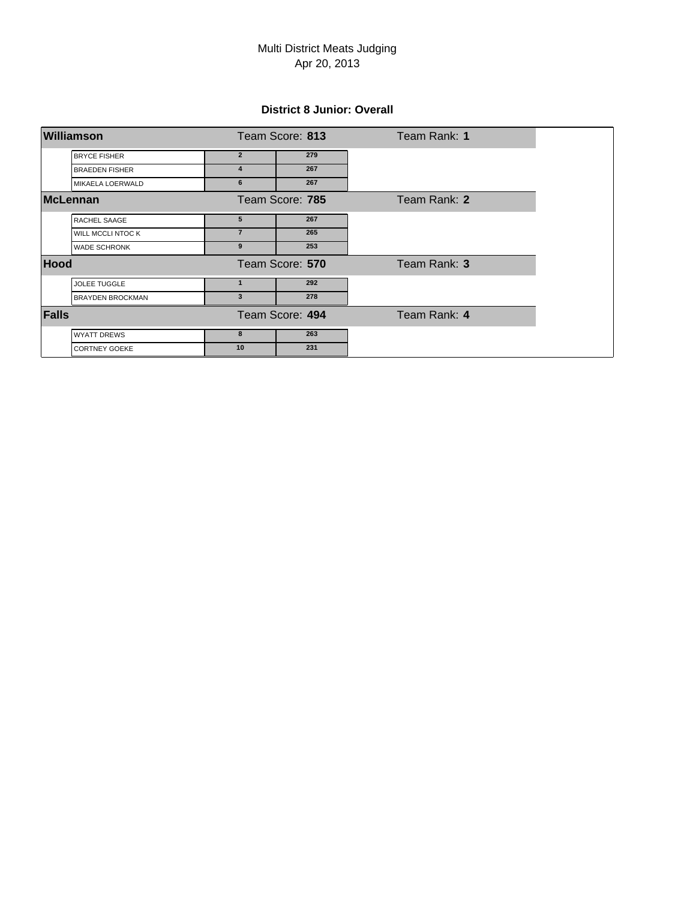Multi District Meats Judging
Apr 20, 2013

### District 8 Junior: Overall

| Team / Name | Rank | Score | |
|---|---|---|---|
| **Williamson** | Team Score: **813** | | Team Rank: **1** |
| BRYCE FISHER | 2 | 279 | |
| BRAEDEN FISHER | 4 | 267 | |
| MIKAELA LOERWALD | 6 | 267 | |
| **McLennan** | Team Score: **785** | | Team Rank: **2** |
| RACHEL SAAGE | 5 | 267 | |
| WILL MCCLI NTOC K | 7 | 265 | |
| WADE SCHRONK | 9 | 253 | |
| **Hood** | Team Score: **570** | | Team Rank: **3** |
| JOLEE TUGGLE | 1 | 292 | |
| BRAYDEN BROCKMAN | 3 | 278 | |
| **Falls** | Team Score: **494** | | Team Rank: **4** |
| WYATT DREWS | 8 | 263 | |
| CORTNEY GOEKE | 10 | 231 | |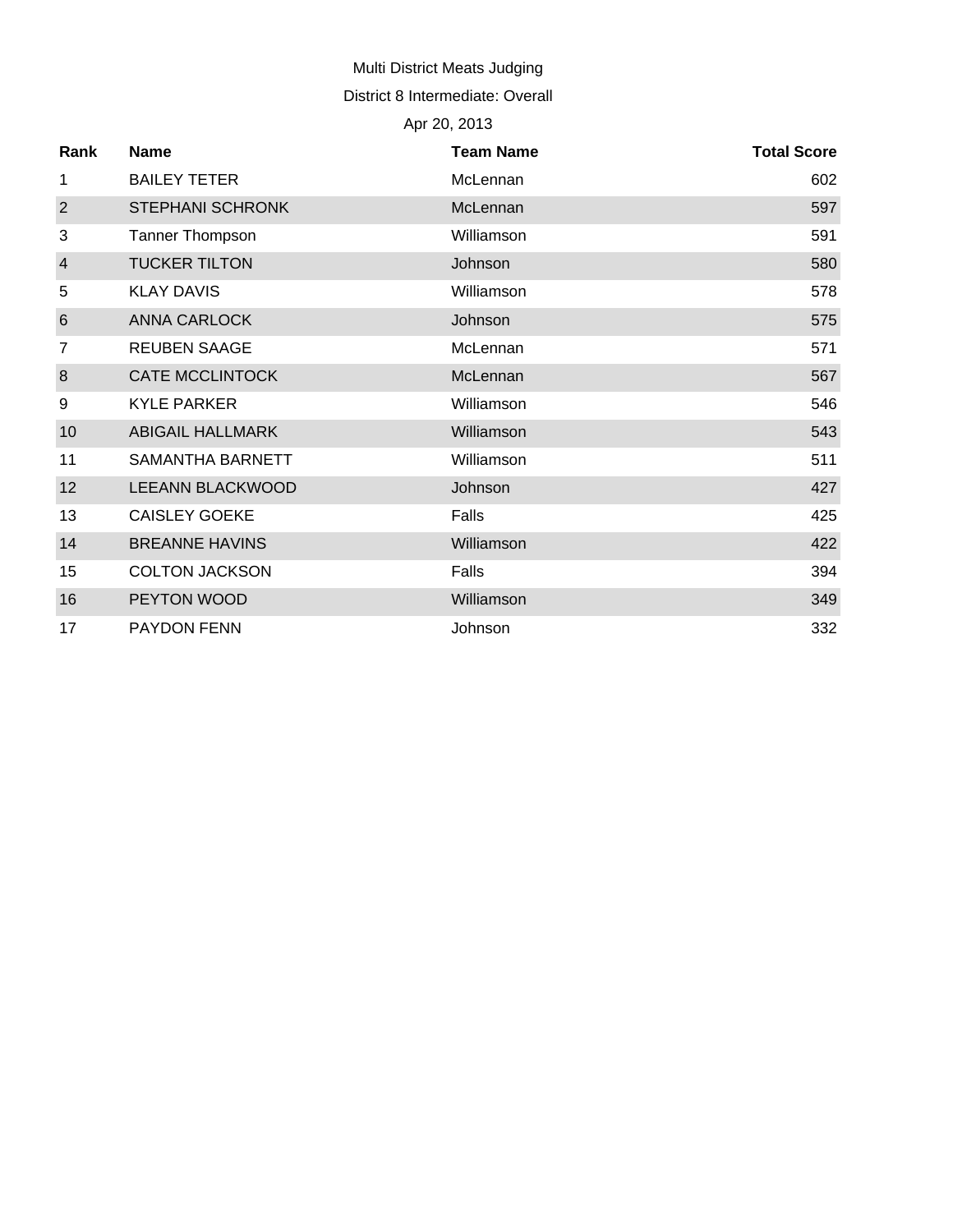Multi District Meats Judging

District 8 Intermediate: Overall

Apr 20, 2013

| Rank | Name | Team Name | Total Score |
|---|---|---|---|
| 1 | BAILEY TETER | McLennan | 602 |
| 2 | STEPHANI SCHRONK | McLennan | 597 |
| 3 | Tanner Thompson | Williamson | 591 |
| 4 | TUCKER TILTON | Johnson | 580 |
| 5 | KLAY DAVIS | Williamson | 578 |
| 6 | ANNA CARLOCK | Johnson | 575 |
| 7 | REUBEN SAAGE | McLennan | 571 |
| 8 | CATE MCCLINTOCK | McLennan | 567 |
| 9 | KYLE PARKER | Williamson | 546 |
| 10 | ABIGAIL HALLMARK | Williamson | 543 |
| 11 | SAMANTHA BARNETT | Williamson | 511 |
| 12 | LEEANN BLACKWOOD | Johnson | 427 |
| 13 | CAISLEY GOEKE | Falls | 425 |
| 14 | BREANNE HAVINS | Williamson | 422 |
| 15 | COLTON JACKSON | Falls | 394 |
| 16 | PEYTON WOOD | Williamson | 349 |
| 17 | PAYDON FENN | Johnson | 332 |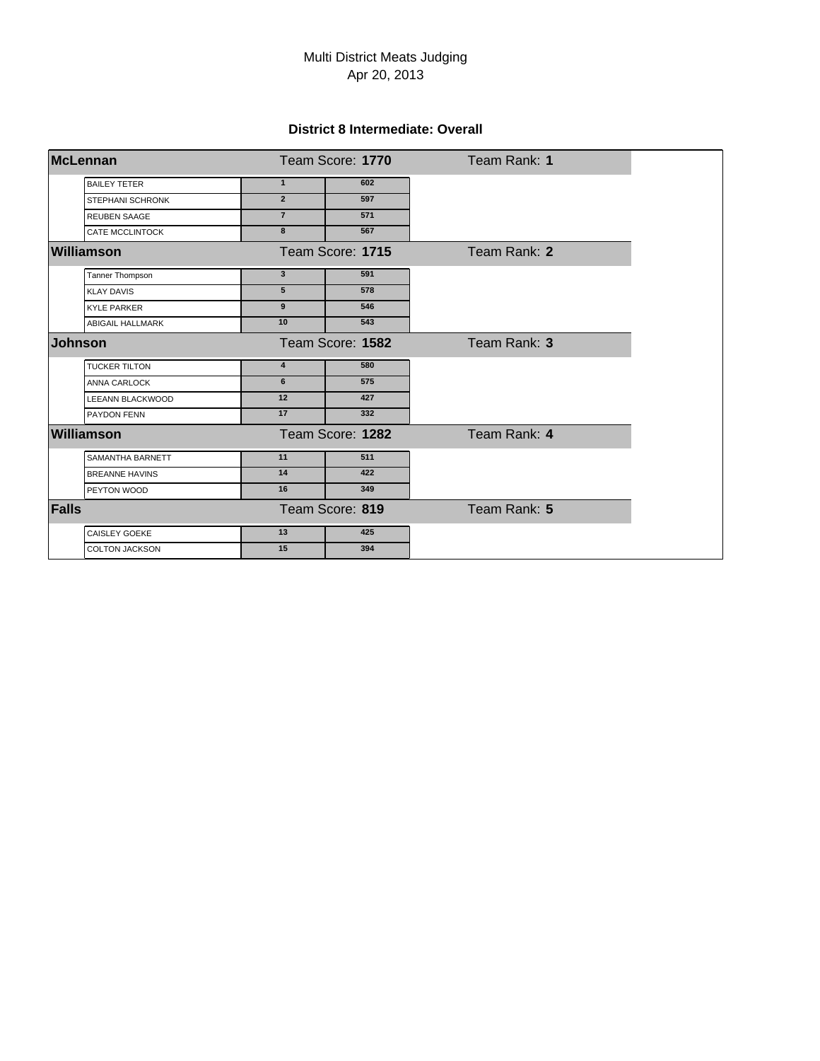Multi District Meats Judging
Apr 20, 2013

### District 8 Intermediate: Overall

**McLennan** — Team Score: **1770** — Team Rank: **1**

| Name | Rank | Score |
|---|---|---|
| BAILEY TETER | 1 | 602 |
| STEPHANI SCHRONK | 2 | 597 |
| REUBEN SAAGE | 7 | 571 |
| CATE MCCLINTOCK | 8 | 567 |

**Williamson** — Team Score: **1715** — Team Rank: **2**

| Name | Rank | Score |
|---|---|---|
| Tanner Thompson | 3 | 591 |
| KLAY DAVIS | 5 | 578 |
| KYLE PARKER | 9 | 546 |
| ABIGAIL HALLMARK | 10 | 543 |

**Johnson** — Team Score: **1582** — Team Rank: **3**

| Name | Rank | Score |
|---|---|---|
| TUCKER TILTON | 4 | 580 |
| ANNA CARLOCK | 6 | 575 |
| LEEANN BLACKWOOD | 12 | 427 |
| PAYDON FENN | 17 | 332 |

**Williamson** — Team Score: **1282** — Team Rank: **4**

| Name | Rank | Score |
|---|---|---|
| SAMANTHA BARNETT | 11 | 511 |
| BREANNE HAVINS | 14 | 422 |
| PEYTON WOOD | 16 | 349 |

**Falls** — Team Score: **819** — Team Rank: **5**

| Name | Rank | Score |
|---|---|---|
| CAISLEY GOEKE | 13 | 425 |
| COLTON JACKSON | 15 | 394 |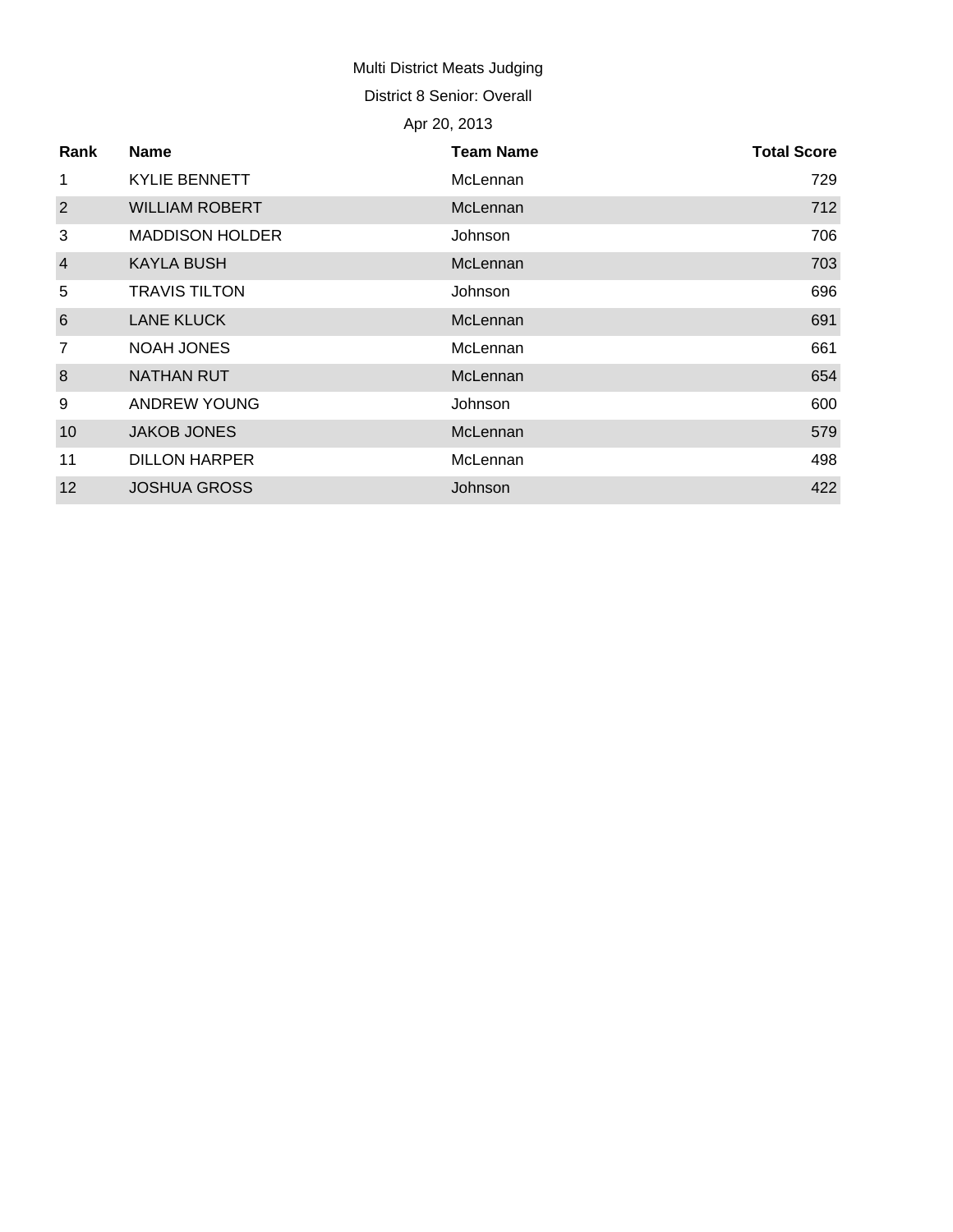Multi District Meats Judging

District 8 Senior: Overall

Apr 20, 2013

| Rank | Name | Team Name | Total Score |
| --- | --- | --- | --- |
| 1 | KYLIE BENNETT | McLennan | 729 |
| 2 | WILLIAM ROBERT | McLennan | 712 |
| 3 | MADDISON HOLDER | Johnson | 706 |
| 4 | KAYLA BUSH | McLennan | 703 |
| 5 | TRAVIS TILTON | Johnson | 696 |
| 6 | LANE KLUCK | McLennan | 691 |
| 7 | NOAH JONES | McLennan | 661 |
| 8 | NATHAN RUT | McLennan | 654 |
| 9 | ANDREW YOUNG | Johnson | 600 |
| 10 | JAKOB JONES | McLennan | 579 |
| 11 | DILLON HARPER | McLennan | 498 |
| 12 | JOSHUA GROSS | Johnson | 422 |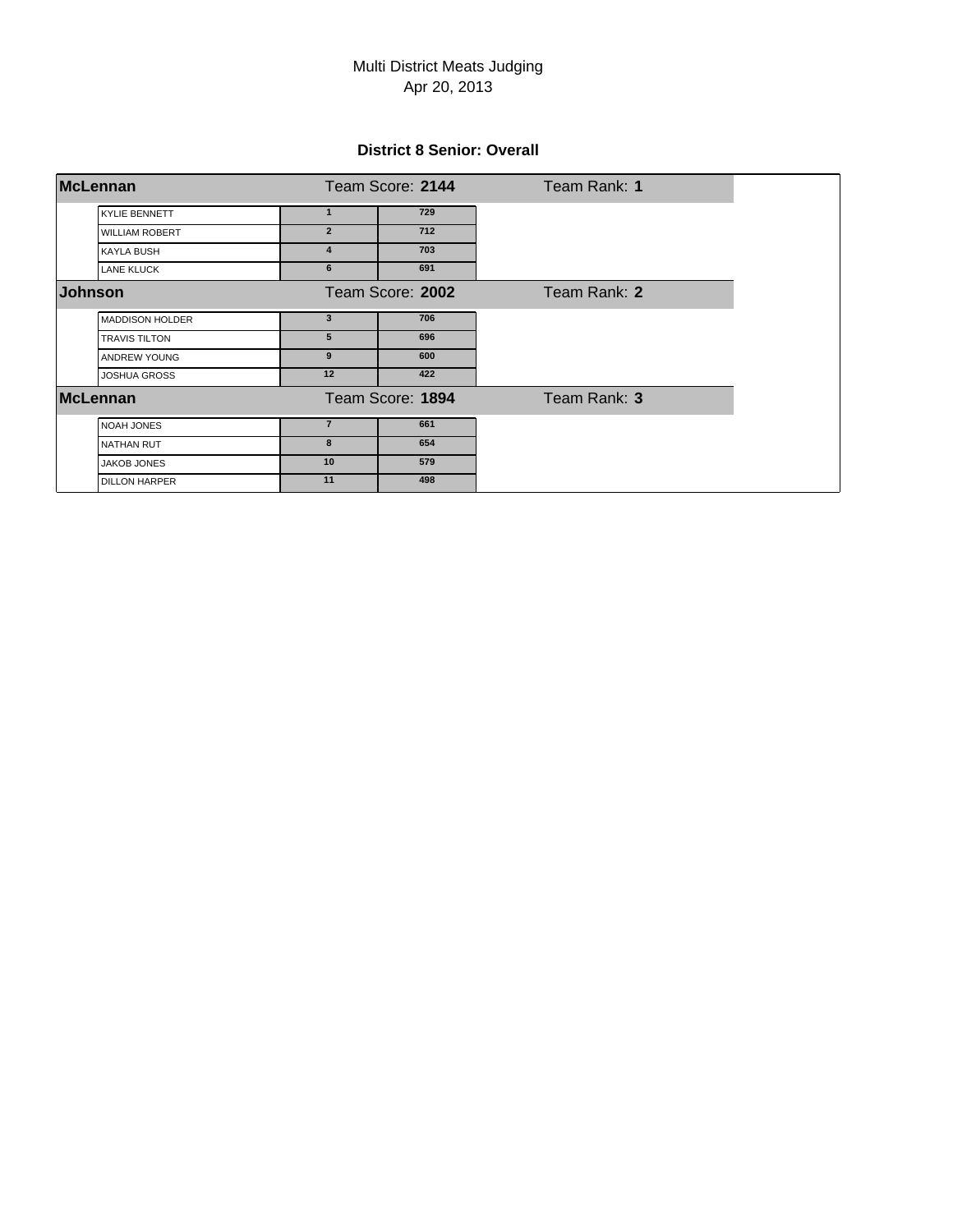Multi District Meats Judging
Apr 20, 2013

### District 8 Senior: Overall

| | | | |
|---|---|---|---|
| **McLennan** | Team Score: **2144** | | Team Rank: **1** |
| KYLIE BENNETT | 1 | 729 | |
| WILLIAM ROBERT | 2 | 712 | |
| KAYLA BUSH | 4 | 703 | |
| LANE KLUCK | 6 | 691 | |
| **Johnson** | Team Score: **2002** | | Team Rank: **2** |
| MADDISON HOLDER | 3 | 706 | |
| TRAVIS TILTON | 5 | 696 | |
| ANDREW YOUNG | 9 | 600 | |
| JOSHUA GROSS | 12 | 422 | |
| **McLennan** | Team Score: **1894** | | Team Rank: **3** |
| NOAH JONES | 7 | 661 | |
| NATHAN RUT | 8 | 654 | |
| JAKOB JONES | 10 | 579 | |
| DILLON HARPER | 11 | 498 | |